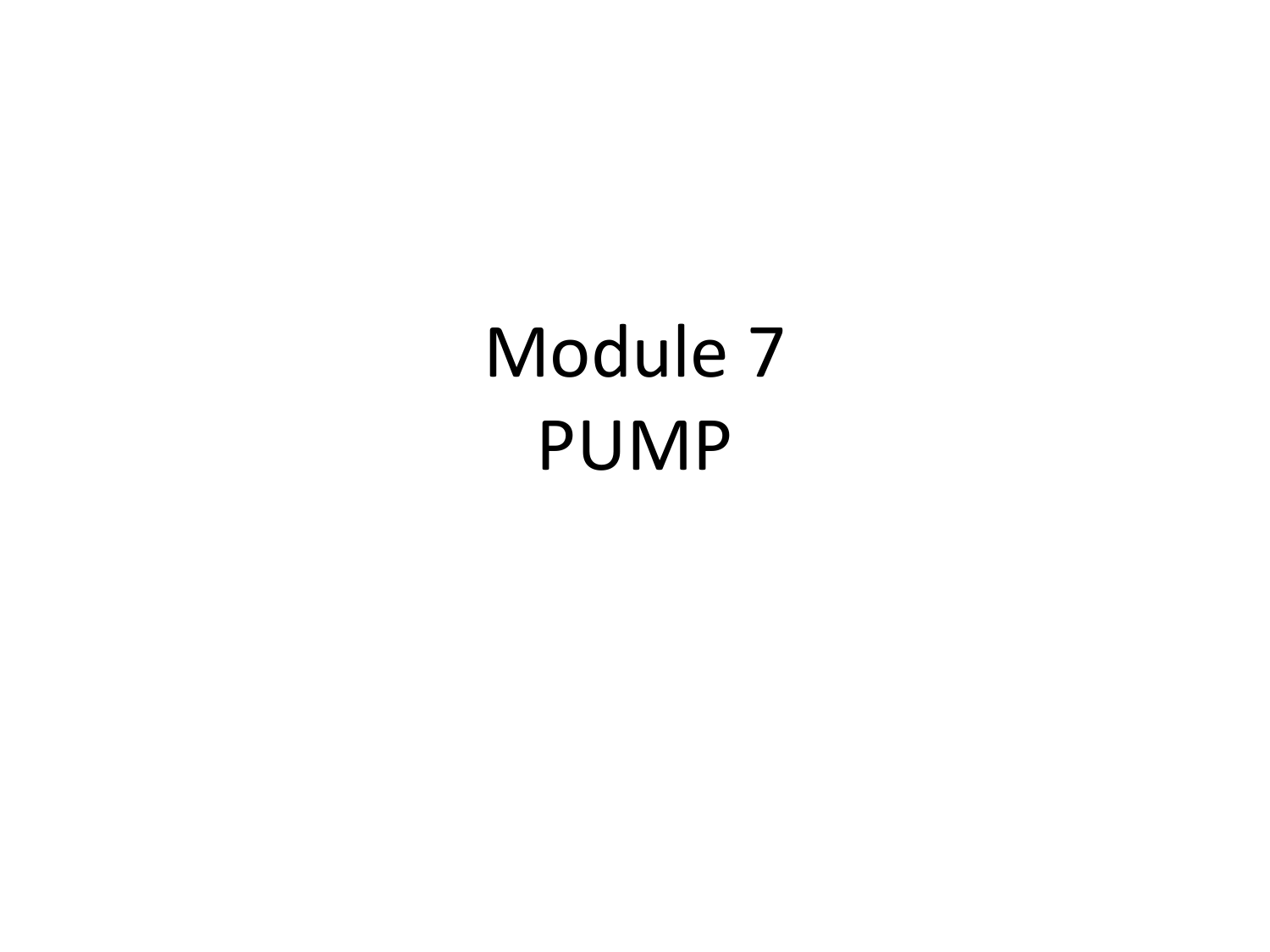# Module 7
# PUMP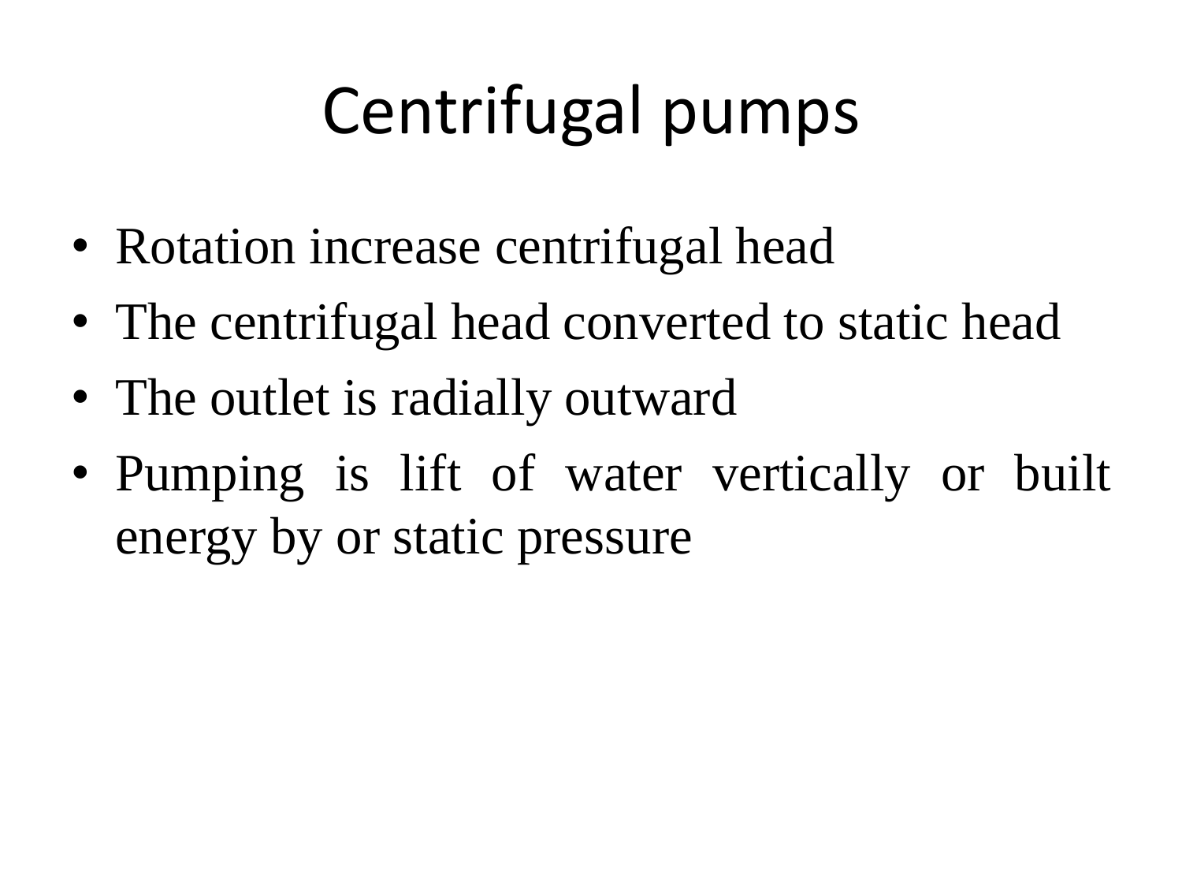# Centrifugal pumps

- Rotation increase centrifugal head
- The centrifugal head converted to static head
- The outlet is radially outward
- Pumping is lift of water vertically or built energy by or static pressure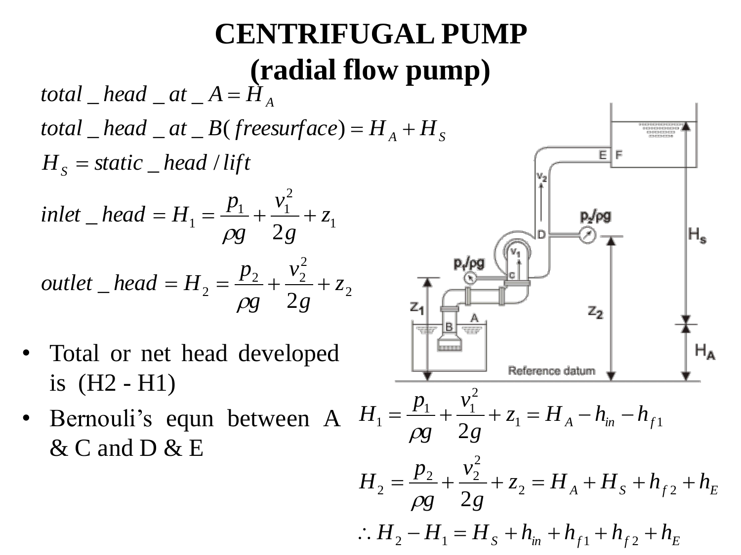# CENTRIFUGAL PUMP
# (radial flow pump)

$$total\_head\_at\_A = H_A$$

$$total\_head\_at\_B(freesurface) = H_A + H_S$$

$$H_S = static\_head / lift$$

$$inlet\_head = H_1 = \frac{p_1}{\rho g} + \frac{v_1^2}{2g} + z_1$$

$$outlet\_head = H_2 = \frac{p_2}{\rho g} + \frac{v_2^2}{2g} + z_2$$

- Total or net head developed is (H2 - H1)
- Bernouli's equn between A & C and D & E

$$H_1 = \frac{p_1}{\rho g} + \frac{v_1^2}{2g} + z_1 = H_A - h_{in} - h_{f1}$$

$$H_2 = \frac{p_2}{\rho g} + \frac{v_2^2}{2g} + z_2 = H_A + H_S + h_{f2} + h_E$$

$$\therefore H_2 - H_1 = H_S + h_{in} + h_{f1} + h_{f2} + h_E$$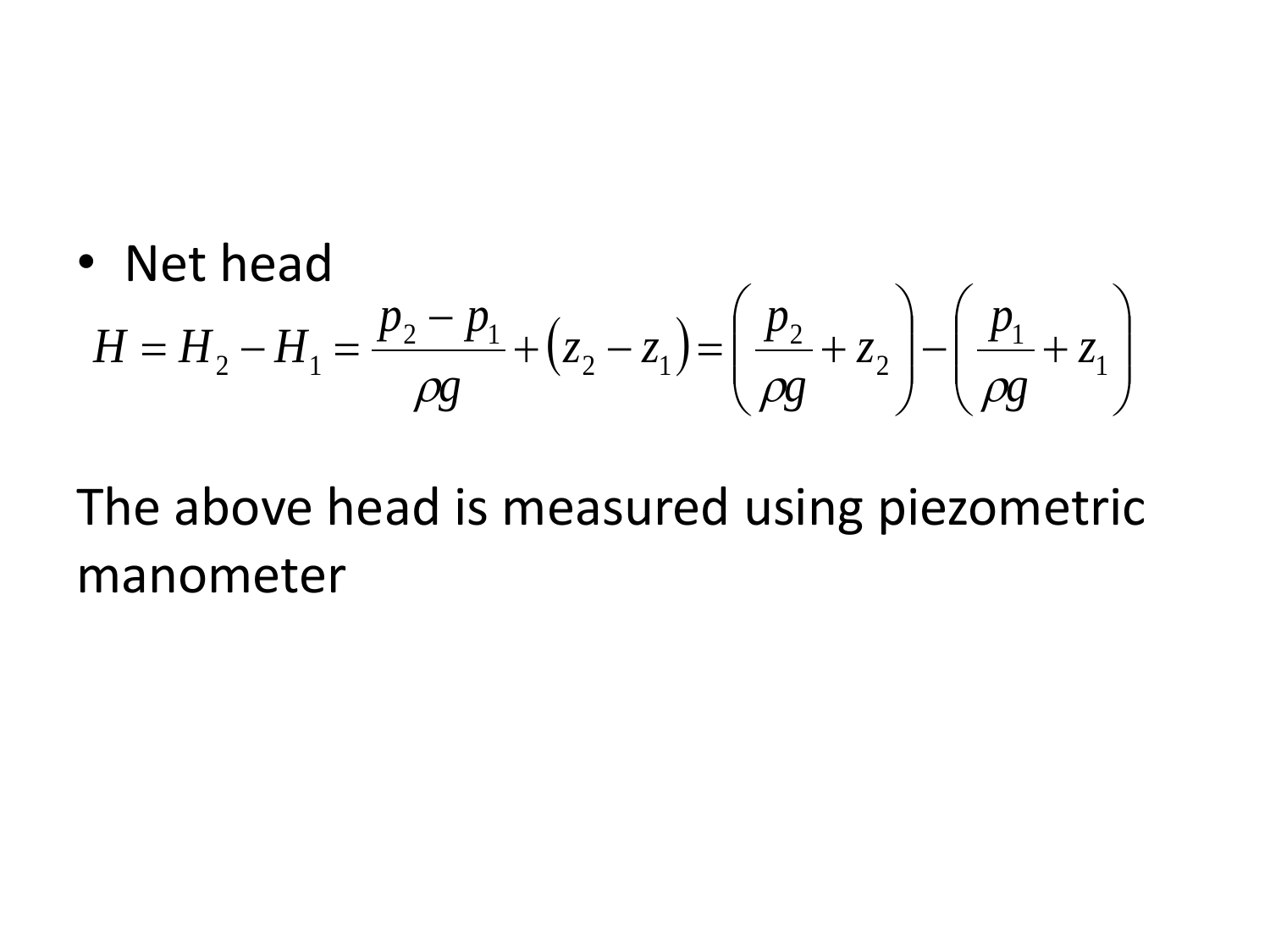- Net head

$$H = H_2 - H_1 = \frac{p_2 - p_1}{\rho g} + \left(z_2 - z_1\right) = \left(\frac{p_2}{\rho g} + z_2\right) - \left(\frac{p_1}{\rho g} + z_1\right)$$

The above head is measured using piezometric manometer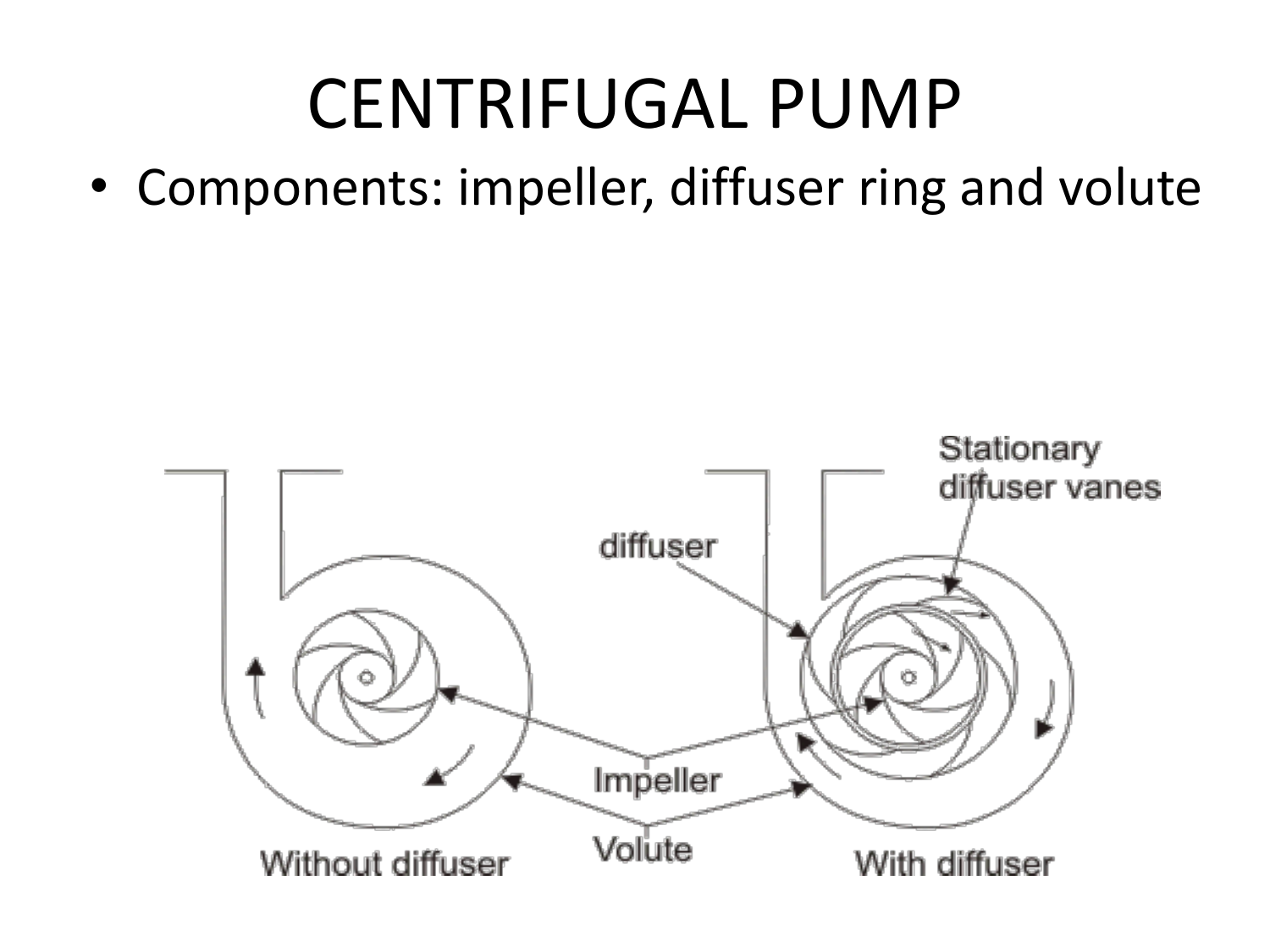# CENTRIFUGAL PUMP

- Components: impeller, diffuser ring and volute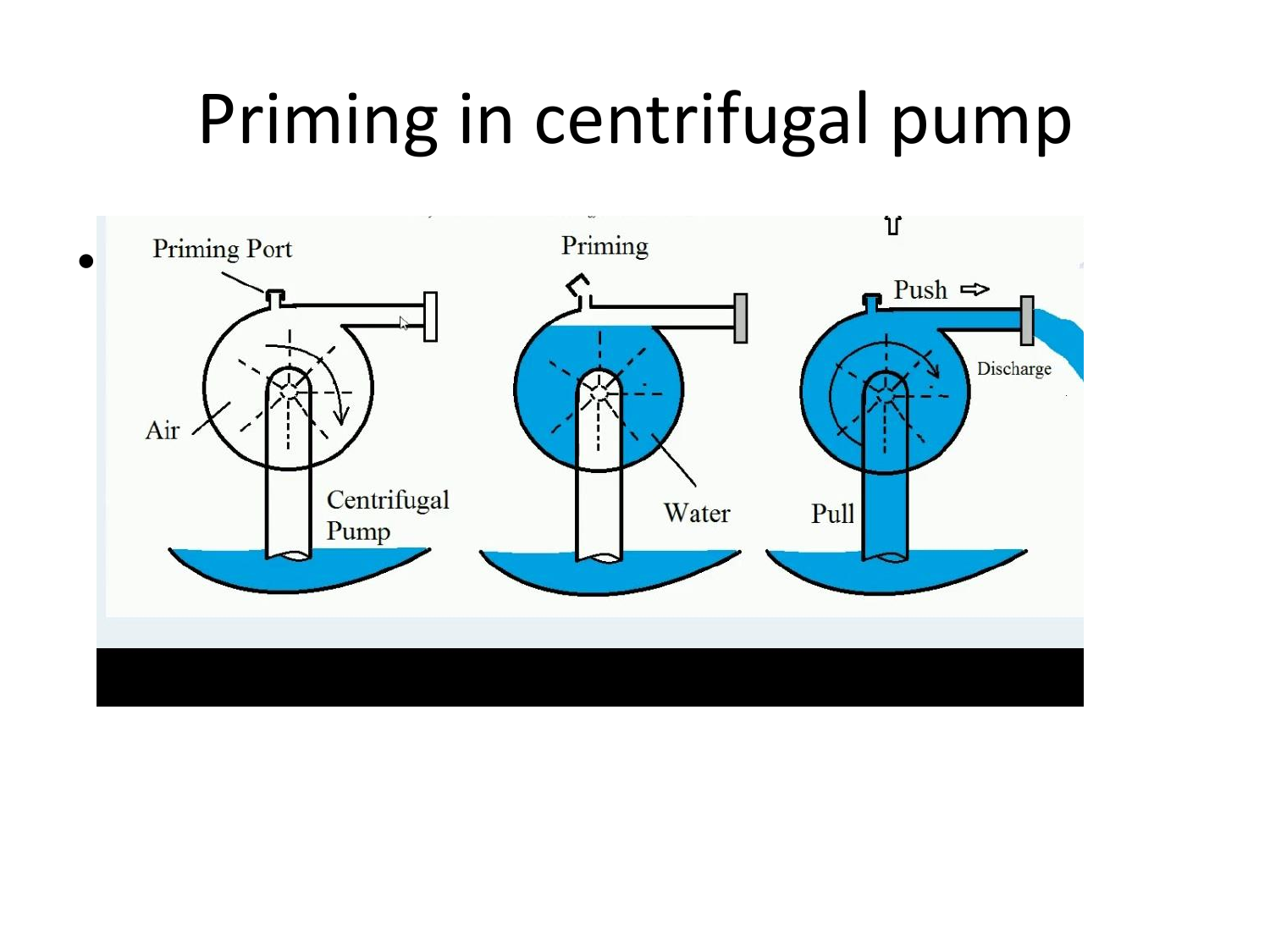# Priming in centrifugal pump

- Priming Port
  Air
  Centrifugal Pump
  Priming
  Water
  Push
  Discharge
  Pull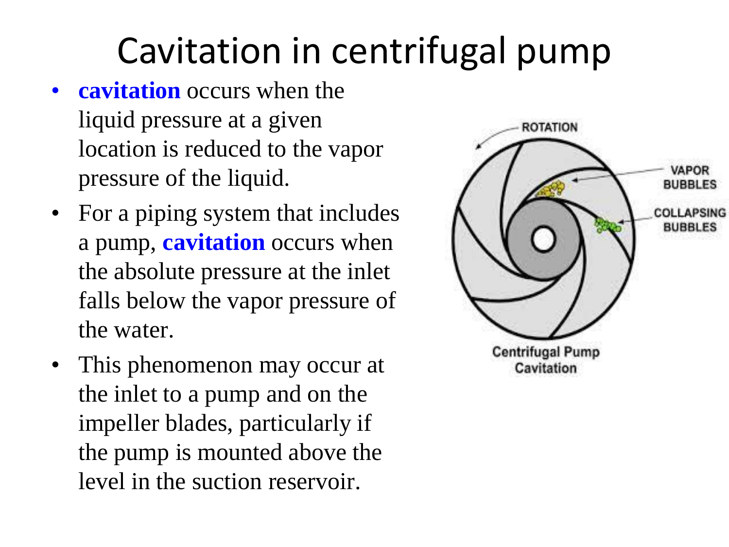# Cavitation in centrifugal pump

- **cavitation** occurs when the liquid pressure at a given location is reduced to the vapor pressure of the liquid.
- For a piping system that includes a pump, **cavitation** occurs when the absolute pressure at the inlet falls below the vapor pressure of the water.
- This phenomenon may occur at the inlet to a pump and on the impeller blades, particularly if the pump is mounted above the level in the suction reservoir.

Centrifugal Pump Cavitation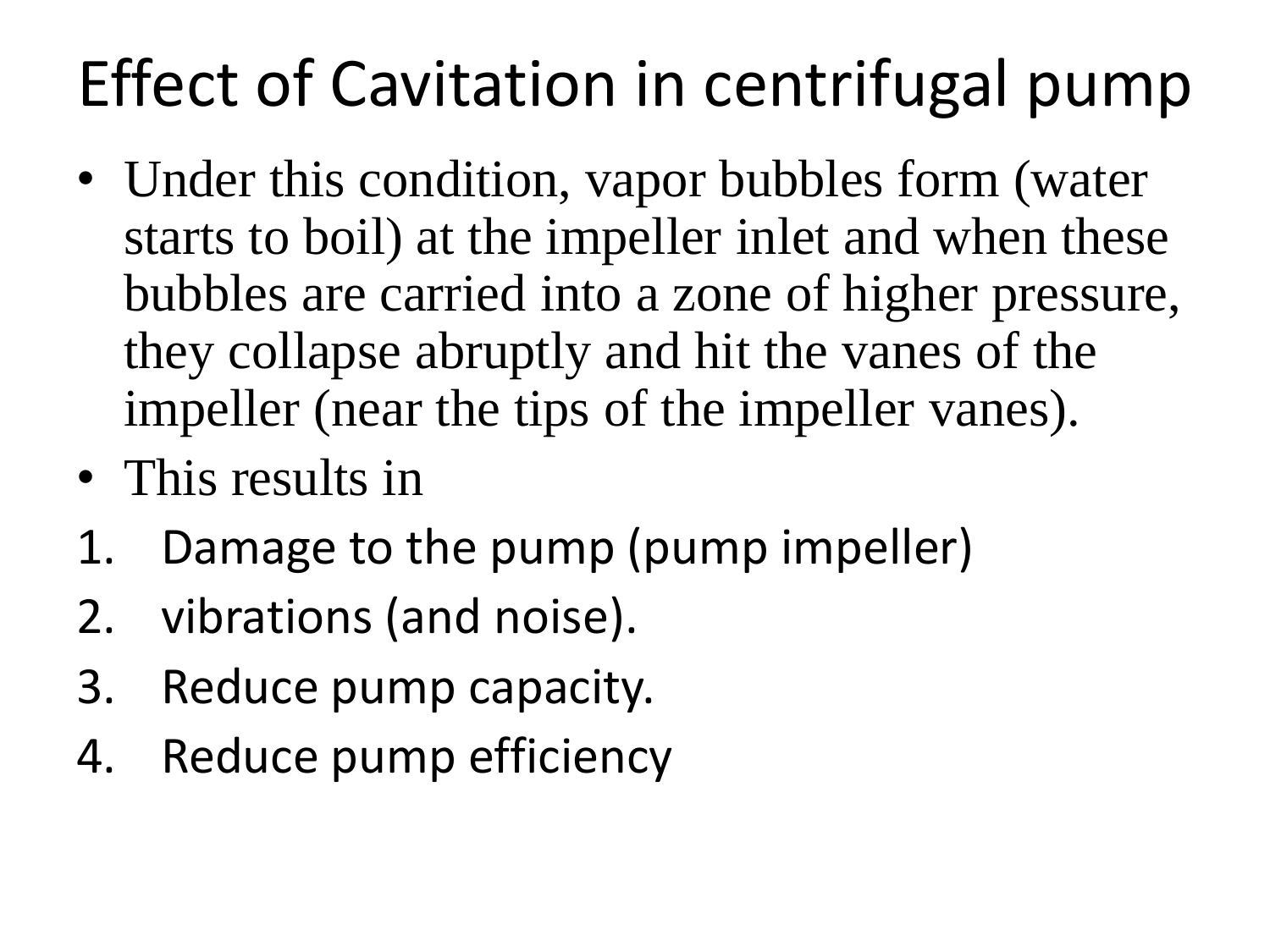# Effect of Cavitation in centrifugal pump

- Under this condition, vapor bubbles form (water starts to boil) at the impeller inlet and when these bubbles are carried into a zone of higher pressure, they collapse abruptly and hit the vanes of the impeller (near the tips of the impeller vanes).
- This results in

1. Damage to the pump (pump impeller)
2. vibrations (and noise).
3. Reduce pump capacity.
4. Reduce pump efficiency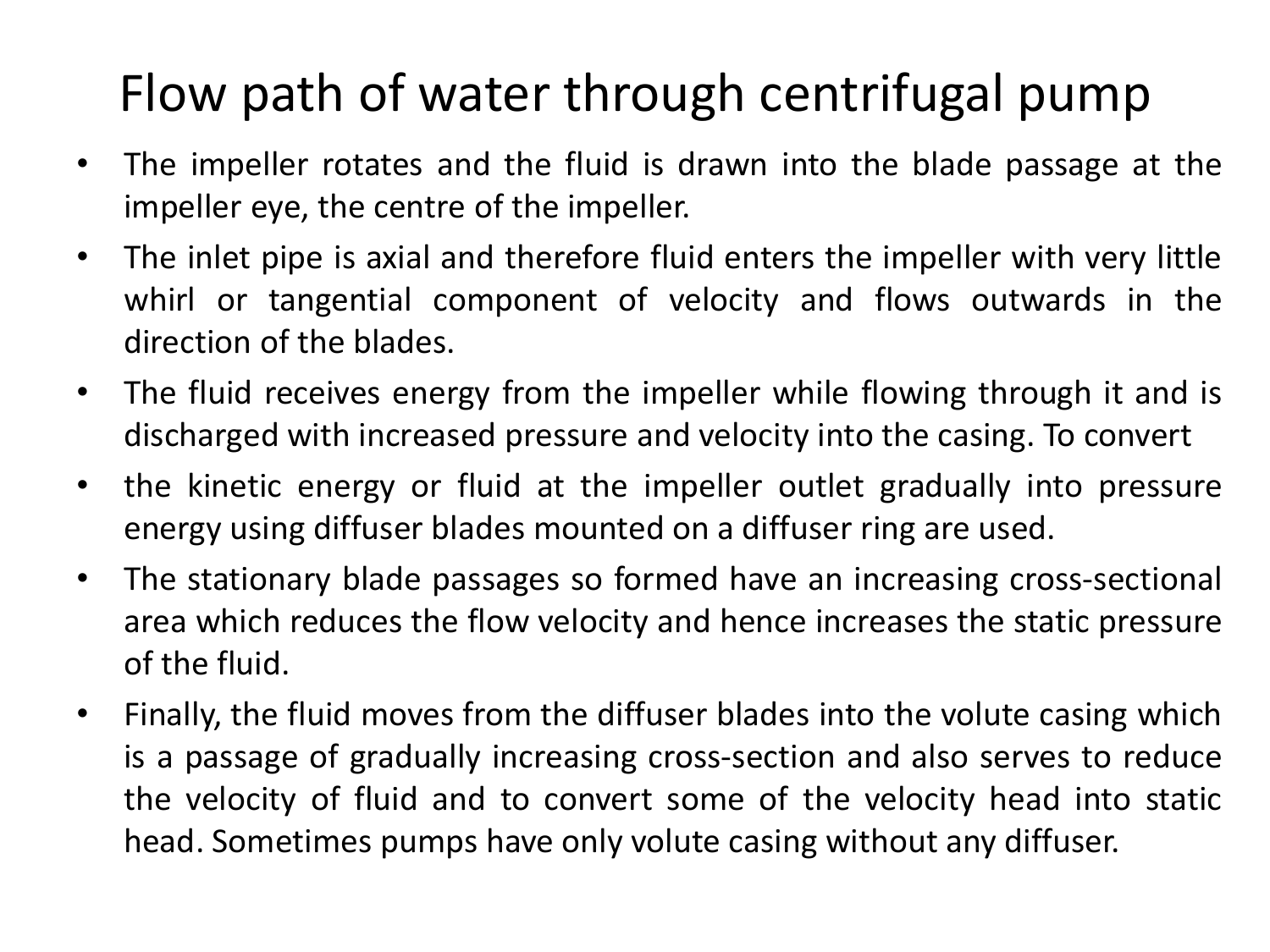# Flow path of water through centrifugal pump

- The impeller rotates and the fluid is drawn into the blade passage at the impeller eye, the centre of the impeller.
- The inlet pipe is axial and therefore fluid enters the impeller with very little whirl or tangential component of velocity and flows outwards in the direction of the blades.
- The fluid receives energy from the impeller while flowing through it and is discharged with increased pressure and velocity into the casing. To convert
- the kinetic energy or fluid at the impeller outlet gradually into pressure energy using diffuser blades mounted on a diffuser ring are used.
- The stationary blade passages so formed have an increasing cross-sectional area which reduces the flow velocity and hence increases the static pressure of the fluid.
- Finally, the fluid moves from the diffuser blades into the volute casing which is a passage of gradually increasing cross-section and also serves to reduce the velocity of fluid and to convert some of the velocity head into static head. Sometimes pumps have only volute casing without any diffuser.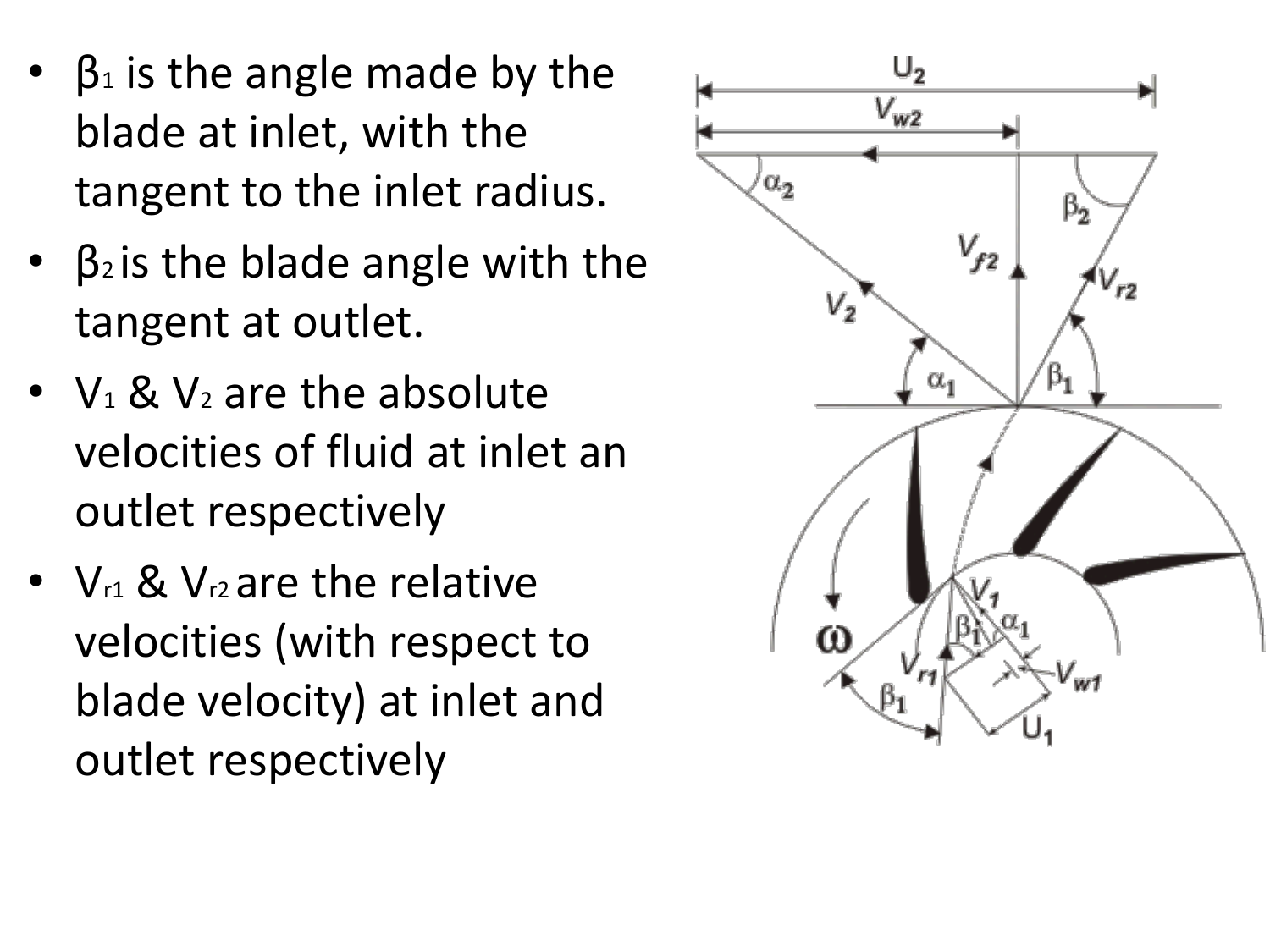- $\beta_1$ is the angle made by the blade at inlet, with the tangent to the inlet radius.
- $\beta_2$ is the blade angle with the tangent at outlet.
- $V_1$ & $V_2$ are the absolute velocities of fluid at inlet an outlet respectively
- $V_{r1}$ & $V_{r2}$ are the relative velocities (with respect to blade velocity) at inlet and outlet respectively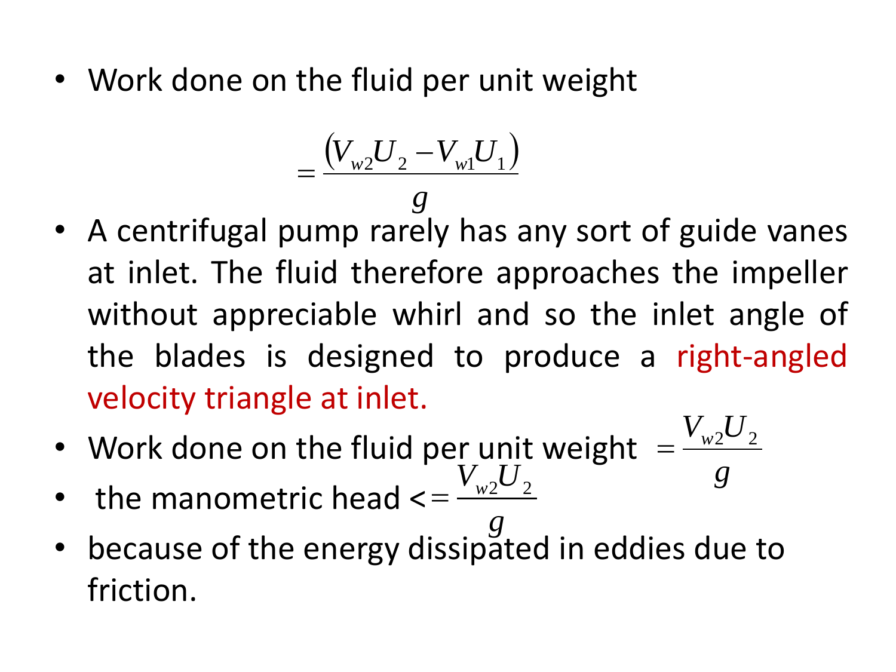- Work done on the fluid per unit weight

$$= \frac{\left(V_{w2}U_2 - V_{w1}U_1\right)}{g}$$

- A centrifugal pump rarely has any sort of guide vanes at inlet. The fluid therefore approaches the impeller without appreciable whirl and so the inlet angle of the blades is designed to produce a right-angled velocity triangle at inlet.
- Work done on the fluid per unit weight $= \dfrac{V_{w2}U_2}{g}$
- the manometric head $<= \dfrac{V_{w2}U_2}{g}$
- because of the energy dissipated in eddies due to friction.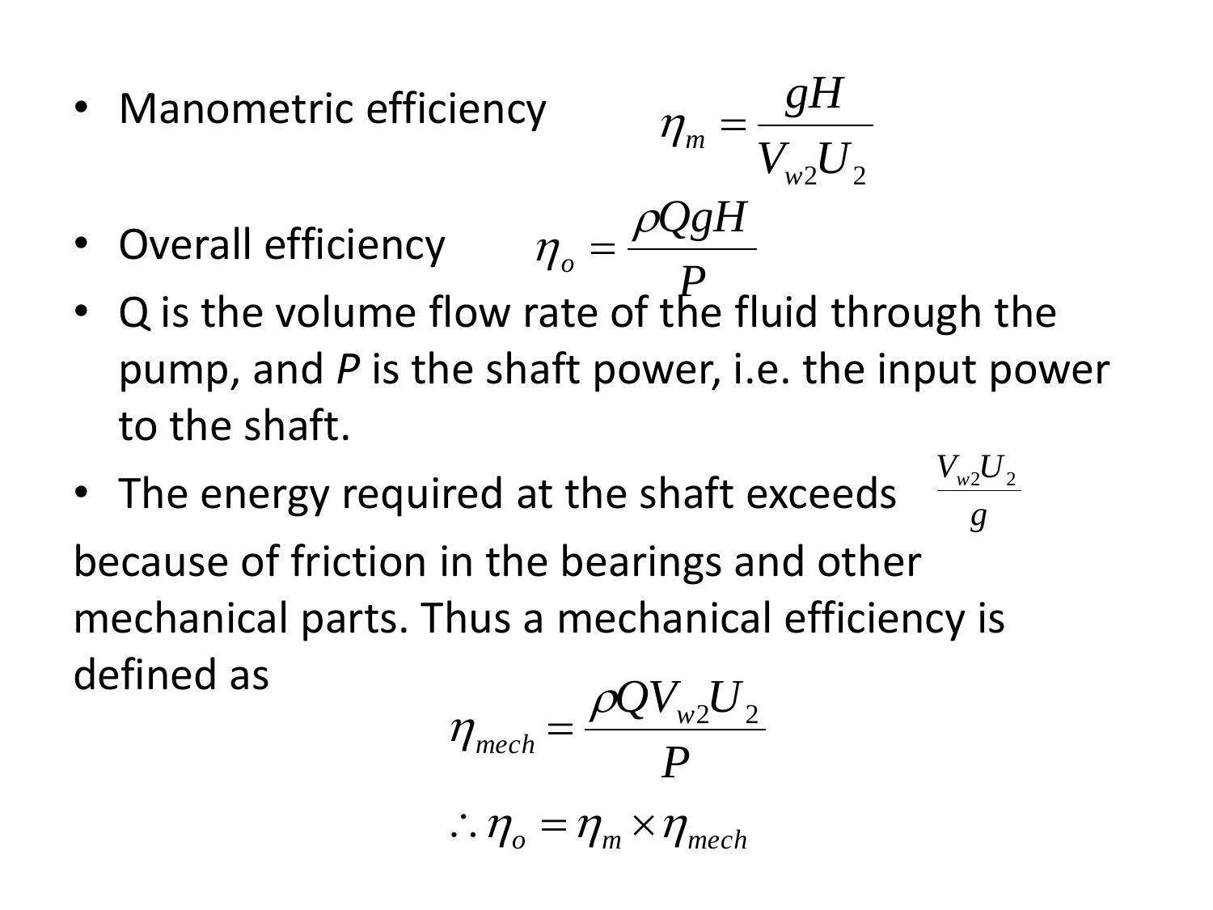- Manometric efficiency $$\eta_m = \frac{gH}{V_{w2}U_2}$$
- Overall efficiency $$\eta_o = \frac{\rho QgH}{P}$$
- Q is the volume flow rate of the fluid through the pump, and *P* is the shaft power, i.e. the input power to the shaft.
- The energy required at the shaft exceeds $\frac{V_{w2}U_2}{g}$

because of friction in the bearings and other mechanical parts. Thus a mechanical efficiency is defined as

$$\eta_{mech} = \frac{\rho QV_{w2}U_2}{P}$$

$$\therefore \eta_o = \eta_m \times \eta_{mech}$$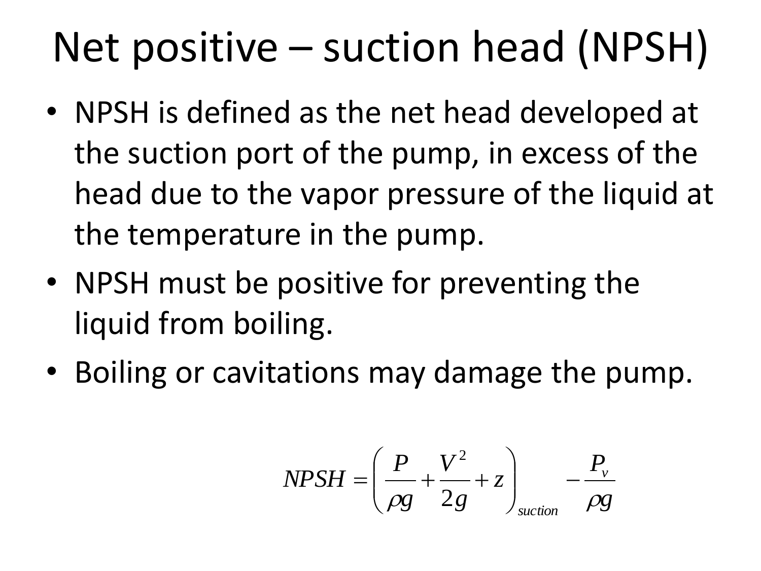# Net positive – suction head (NPSH)

- NPSH is defined as the net head developed at the suction port of the pump, in excess of the head due to the vapor pressure of the liquid at the temperature in the pump.
- NPSH must be positive for preventing the liquid from boiling.
- Boiling or cavitations may damage the pump.

$$NPSH = \left( \frac{P}{\rho g} + \frac{V^2}{2g} + z \right)_{suction} - \frac{P_v}{\rho g}$$